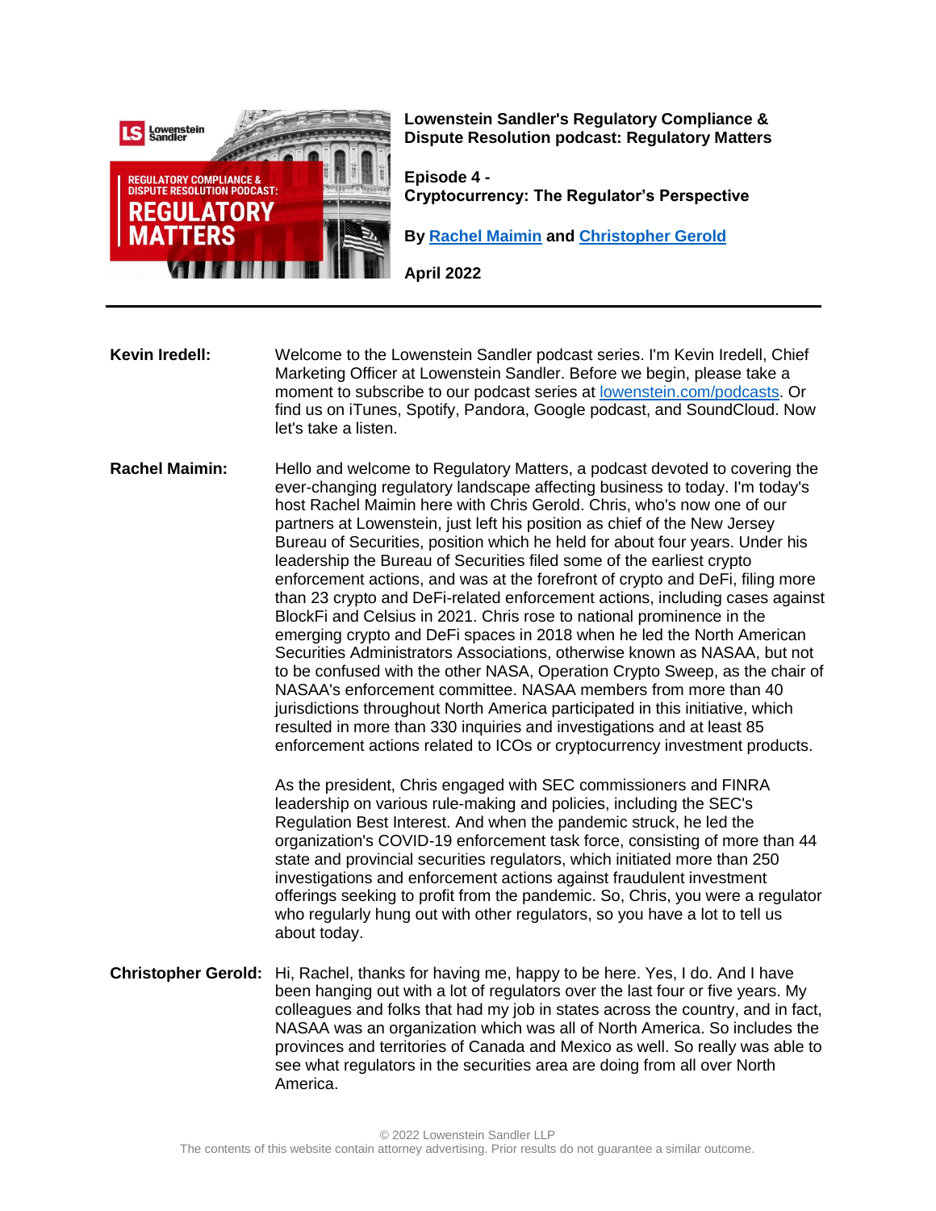**Lowenstein Sandler's Regulatory Compliance & Dispute Resolution podcast: Regulatory Matters**

**Episode 4 - Cryptocurrency: The Regulator's Perspective**

**By [Rachel Maimin]() and [Christopher Gerold]()**

**April 2022**

---

**Kevin Iredell:** Welcome to the Lowenstein Sandler podcast series. I'm Kevin Iredell, Chief Marketing Officer at Lowenstein Sandler. Before we begin, please take a moment to subscribe to our podcast series at [lowenstein.com/podcasts](). Or find us on iTunes, Spotify, Pandora, Google podcast, and SoundCloud. Now let's take a listen.

**Rachel Maimin:** Hello and welcome to Regulatory Matters, a podcast devoted to covering the ever-changing regulatory landscape affecting business to today. I'm today's host Rachel Maimin here with Chris Gerold. Chris, who's now one of our partners at Lowenstein, just left his position as chief of the New Jersey Bureau of Securities, position which he held for about four years. Under his leadership the Bureau of Securities filed some of the earliest crypto enforcement actions, and was at the forefront of crypto and DeFi, filing more than 23 crypto and DeFi-related enforcement actions, including cases against BlockFi and Celsius in 2021. Chris rose to national prominence in the emerging crypto and DeFi spaces in 2018 when he led the North American Securities Administrators Associations, otherwise known as NASAA, but not to be confused with the other NASA, Operation Crypto Sweep, as the chair of NASAA's enforcement committee. NASAA members from more than 40 jurisdictions throughout North America participated in this initiative, which resulted in more than 330 inquiries and investigations and at least 85 enforcement actions related to ICOs or cryptocurrency investment products.

As the president, Chris engaged with SEC commissioners and FINRA leadership on various rule-making and policies, including the SEC's Regulation Best Interest. And when the pandemic struck, he led the organization's COVID-19 enforcement task force, consisting of more than 44 state and provincial securities regulators, which initiated more than 250 investigations and enforcement actions against fraudulent investment offerings seeking to profit from the pandemic. So, Chris, you were a regulator who regularly hung out with other regulators, so you have a lot to tell us about today.

**Christopher Gerold:** Hi, Rachel, thanks for having me, happy to be here. Yes, I do. And I have been hanging out with a lot of regulators over the last four or five years. My colleagues and folks that had my job in states across the country, and in fact, NASAA was an organization which was all of North America. So includes the provinces and territories of Canada and Mexico as well. So really was able to see what regulators in the securities area are doing from all over North America.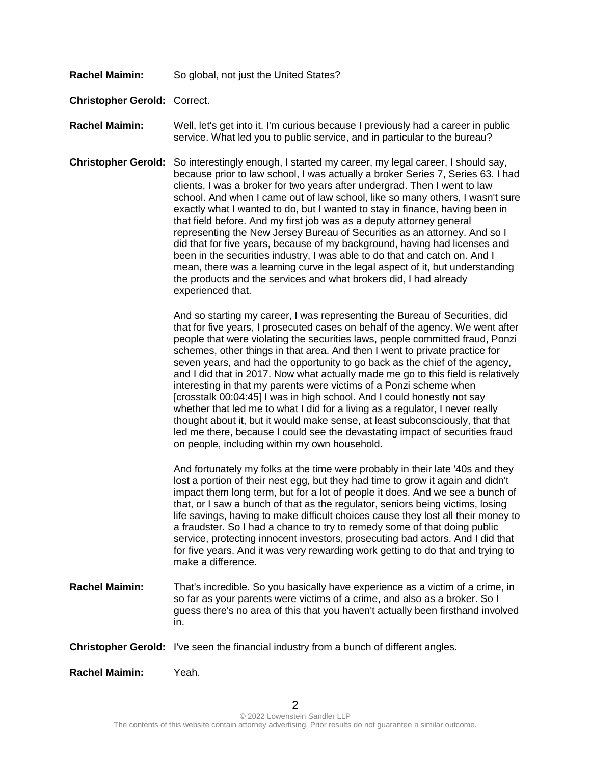**Rachel Maimin:** So global, not just the United States?

**Christopher Gerold:** Correct.

**Rachel Maimin:** Well, let's get into it. I'm curious because I previously had a career in public service. What led you to public service, and in particular to the bureau?

**Christopher Gerold:** So interestingly enough, I started my career, my legal career, I should say, because prior to law school, I was actually a broker Series 7, Series 63. I had clients, I was a broker for two years after undergrad. Then I went to law school. And when I came out of law school, like so many others, I wasn't sure exactly what I wanted to do, but I wanted to stay in finance, having been in that field before. And my first job was as a deputy attorney general representing the New Jersey Bureau of Securities as an attorney. And so I did that for five years, because of my background, having had licenses and been in the securities industry, I was able to do that and catch on. And I mean, there was a learning curve in the legal aspect of it, but understanding the products and the services and what brokers did, I had already experienced that.

And so starting my career, I was representing the Bureau of Securities, did that for five years, I prosecuted cases on behalf of the agency. We went after people that were violating the securities laws, people committed fraud, Ponzi schemes, other things in that area. And then I went to private practice for seven years, and had the opportunity to go back as the chief of the agency, and I did that in 2017. Now what actually made me go to this field is relatively interesting in that my parents were victims of a Ponzi scheme when [crosstalk 00:04:45] I was in high school. And I could honestly not say whether that led me to what I did for a living as a regulator, I never really thought about it, but it would make sense, at least subconsciously, that that led me there, because I could see the devastating impact of securities fraud on people, including within my own household.

And fortunately my folks at the time were probably in their late '40s and they lost a portion of their nest egg, but they had time to grow it again and didn't impact them long term, but for a lot of people it does. And we see a bunch of that, or I saw a bunch of that as the regulator, seniors being victims, losing life savings, having to make difficult choices cause they lost all their money to a fraudster. So I had a chance to try to remedy some of that doing public service, protecting innocent investors, prosecuting bad actors. And I did that for five years. And it was very rewarding work getting to do that and trying to make a difference.

**Rachel Maimin:** That's incredible. So you basically have experience as a victim of a crime, in so far as your parents were victims of a crime, and also as a broker. So I guess there's no area of this that you haven't actually been firsthand involved in.

**Christopher Gerold:** I've seen the financial industry from a bunch of different angles.

**Rachel Maimin:** Yeah.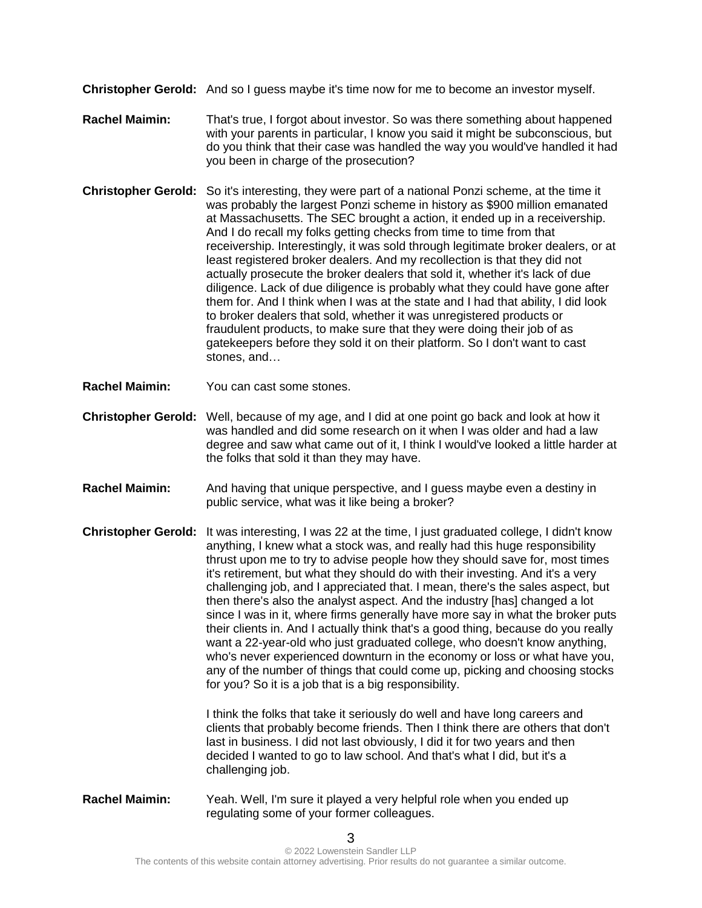**Christopher Gerold:** And so I guess maybe it's time now for me to become an investor myself.

**Rachel Maimin:** That's true, I forgot about investor. So was there something about happened with your parents in particular, I know you said it might be subconscious, but do you think that their case was handled the way you would've handled it had you been in charge of the prosecution?

**Christopher Gerold:** So it's interesting, they were part of a national Ponzi scheme, at the time it was probably the largest Ponzi scheme in history as $900 million emanated at Massachusetts. The SEC brought a action, it ended up in a receivership. And I do recall my folks getting checks from time to time from that receivership. Interestingly, it was sold through legitimate broker dealers, or at least registered broker dealers. And my recollection is that they did not actually prosecute the broker dealers that sold it, whether it's lack of due diligence. Lack of due diligence is probably what they could have gone after them for. And I think when I was at the state and I had that ability, I did look to broker dealers that sold, whether it was unregistered products or fraudulent products, to make sure that they were doing their job of as gatekeepers before they sold it on their platform. So I don't want to cast stones, and…

**Rachel Maimin:** You can cast some stones.

**Christopher Gerold:** Well, because of my age, and I did at one point go back and look at how it was handled and did some research on it when I was older and had a law degree and saw what came out of it, I think I would've looked a little harder at the folks that sold it than they may have.

**Rachel Maimin:** And having that unique perspective, and I guess maybe even a destiny in public service, what was it like being a broker?

**Christopher Gerold:** It was interesting, I was 22 at the time, I just graduated college, I didn't know anything, I knew what a stock was, and really had this huge responsibility thrust upon me to try to advise people how they should save for, most times it's retirement, but what they should do with their investing. And it's a very challenging job, and I appreciated that. I mean, there's the sales aspect, but then there's also the analyst aspect. And the industry [has] changed a lot since I was in it, where firms generally have more say in what the broker puts their clients in. And I actually think that's a good thing, because do you really want a 22-year-old who just graduated college, who doesn't know anything, who's never experienced downturn in the economy or loss or what have you, any of the number of things that could come up, picking and choosing stocks for you? So it is a job that is a big responsibility.

I think the folks that take it seriously do well and have long careers and clients that probably become friends. Then I think there are others that don't last in business. I did not last obviously, I did it for two years and then decided I wanted to go to law school. And that's what I did, but it's a challenging job.

**Rachel Maimin:** Yeah. Well, I'm sure it played a very helpful role when you ended up regulating some of your former colleagues.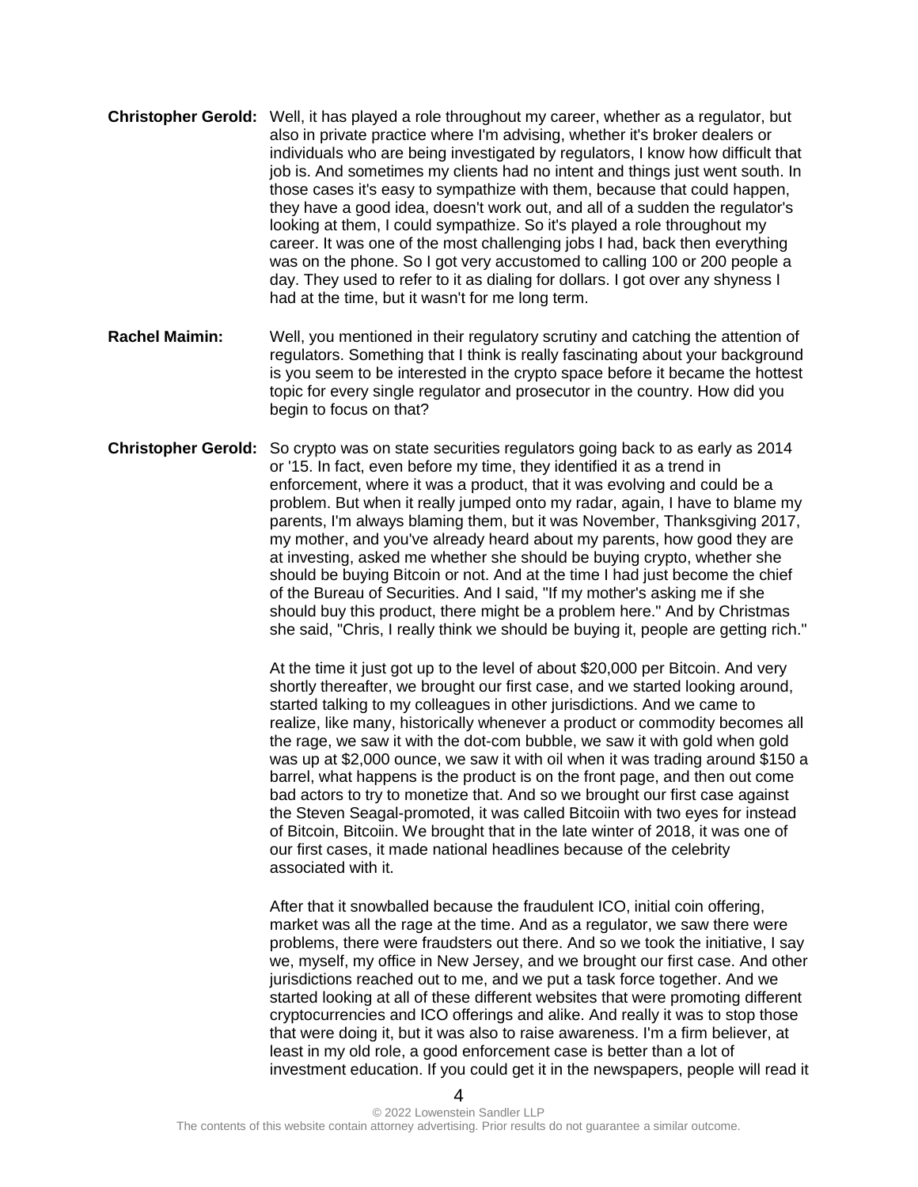**Christopher Gerold:** Well, it has played a role throughout my career, whether as a regulator, but also in private practice where I'm advising, whether it's broker dealers or individuals who are being investigated by regulators, I know how difficult that job is. And sometimes my clients had no intent and things just went south. In those cases it's easy to sympathize with them, because that could happen, they have a good idea, doesn't work out, and all of a sudden the regulator's looking at them, I could sympathize. So it's played a role throughout my career. It was one of the most challenging jobs I had, back then everything was on the phone. So I got very accustomed to calling 100 or 200 people a day. They used to refer to it as dialing for dollars. I got over any shyness I had at the time, but it wasn't for me long term.

**Rachel Maimin:** Well, you mentioned in their regulatory scrutiny and catching the attention of regulators. Something that I think is really fascinating about your background is you seem to be interested in the crypto space before it became the hottest topic for every single regulator and prosecutor in the country. How did you begin to focus on that?

**Christopher Gerold:** So crypto was on state securities regulators going back to as early as 2014 or '15. In fact, even before my time, they identified it as a trend in enforcement, where it was a product, that it was evolving and could be a problem. But when it really jumped onto my radar, again, I have to blame my parents, I'm always blaming them, but it was November, Thanksgiving 2017, my mother, and you've already heard about my parents, how good they are at investing, asked me whether she should be buying crypto, whether she should be buying Bitcoin or not. And at the time I had just become the chief of the Bureau of Securities. And I said, "If my mother's asking me if she should buy this product, there might be a problem here." And by Christmas she said, "Chris, I really think we should be buying it, people are getting rich."

At the time it just got up to the level of about $20,000 per Bitcoin. And very shortly thereafter, we brought our first case, and we started looking around, started talking to my colleagues in other jurisdictions. And we came to realize, like many, historically whenever a product or commodity becomes all the rage, we saw it with the dot-com bubble, we saw it with gold when gold was up at $2,000 ounce, we saw it with oil when it was trading around $150 a barrel, what happens is the product is on the front page, and then out come bad actors to try to monetize that. And so we brought our first case against the Steven Seagal-promoted, it was called Bitcoiin with two eyes for instead of Bitcoin, Bitcoiin. We brought that in the late winter of 2018, it was one of our first cases, it made national headlines because of the celebrity associated with it.

After that it snowballed because the fraudulent ICO, initial coin offering, market was all the rage at the time. And as a regulator, we saw there were problems, there were fraudsters out there. And so we took the initiative, I say we, myself, my office in New Jersey, and we brought our first case. And other jurisdictions reached out to me, and we put a task force together. And we started looking at all of these different websites that were promoting different cryptocurrencies and ICO offerings and alike. And really it was to stop those that were doing it, but it was also to raise awareness. I'm a firm believer, at least in my old role, a good enforcement case is better than a lot of investment education. If you could get it in the newspapers, people will read it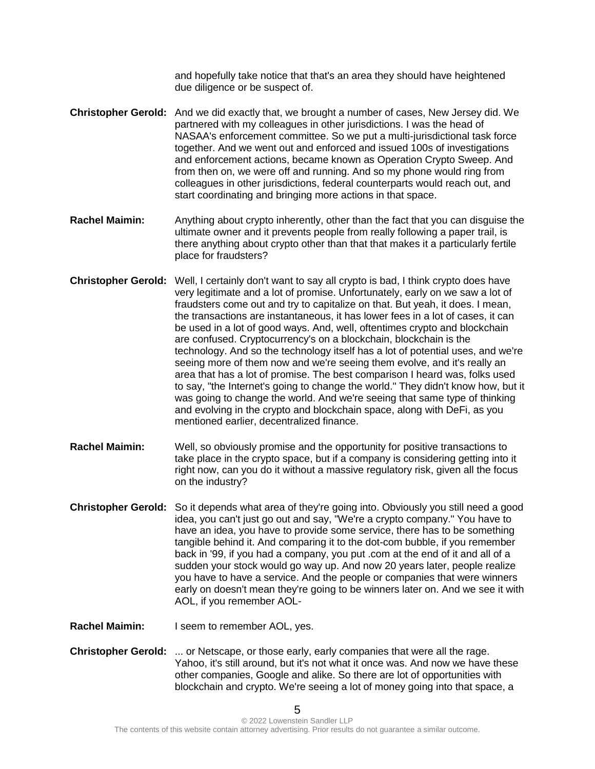and hopefully take notice that that's an area they should have heightened due diligence or be suspect of.

**Christopher Gerold:** And we did exactly that, we brought a number of cases, New Jersey did. We partnered with my colleagues in other jurisdictions. I was the head of NASAA's enforcement committee. So we put a multi-jurisdictional task force together. And we went out and enforced and issued 100s of investigations and enforcement actions, became known as Operation Crypto Sweep. And from then on, we were off and running. And so my phone would ring from colleagues in other jurisdictions, federal counterparts would reach out, and start coordinating and bringing more actions in that space.

**Rachel Maimin:** Anything about crypto inherently, other than the fact that you can disguise the ultimate owner and it prevents people from really following a paper trail, is there anything about crypto other than that that makes it a particularly fertile place for fraudsters?

**Christopher Gerold:** Well, I certainly don't want to say all crypto is bad, I think crypto does have very legitimate and a lot of promise. Unfortunately, early on we saw a lot of fraudsters come out and try to capitalize on that. But yeah, it does. I mean, the transactions are instantaneous, it has lower fees in a lot of cases, it can be used in a lot of good ways. And, well, oftentimes crypto and blockchain are confused. Cryptocurrency's on a blockchain, blockchain is the technology. And so the technology itself has a lot of potential uses, and we're seeing more of them now and we're seeing them evolve, and it's really an area that has a lot of promise. The best comparison I heard was, folks used to say, "the Internet's going to change the world." They didn't know how, but it was going to change the world. And we're seeing that same type of thinking and evolving in the crypto and blockchain space, along with DeFi, as you mentioned earlier, decentralized finance.

**Rachel Maimin:** Well, so obviously promise and the opportunity for positive transactions to take place in the crypto space, but if a company is considering getting into it right now, can you do it without a massive regulatory risk, given all the focus on the industry?

**Christopher Gerold:** So it depends what area of they're going into. Obviously you still need a good idea, you can't just go out and say, "We're a crypto company." You have to have an idea, you have to provide some service, there has to be something tangible behind it. And comparing it to the dot-com bubble, if you remember back in '99, if you had a company, you put .com at the end of it and all of a sudden your stock would go way up. And now 20 years later, people realize you have to have a service. And the people or companies that were winners early on doesn't mean they're going to be winners later on. And we see it with AOL, if you remember AOL-

**Rachel Maimin:** I seem to remember AOL, yes.

**Christopher Gerold:** ... or Netscape, or those early, early companies that were all the rage. Yahoo, it's still around, but it's not what it once was. And now we have these other companies, Google and alike. So there are lot of opportunities with blockchain and crypto. We're seeing a lot of money going into that space, a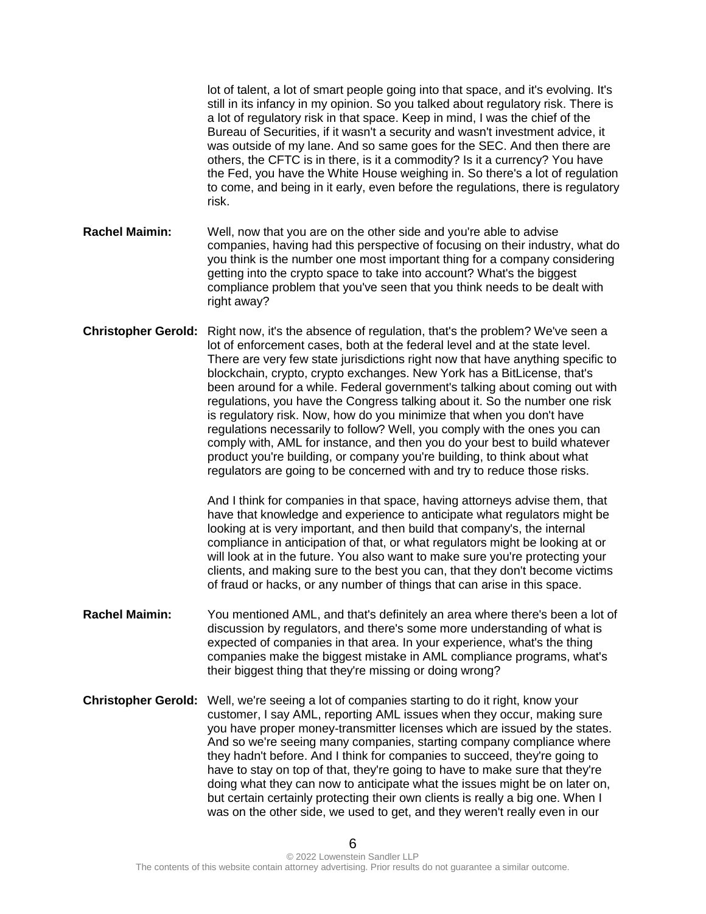lot of talent, a lot of smart people going into that space, and it's evolving. It's still in its infancy in my opinion. So you talked about regulatory risk. There is a lot of regulatory risk in that space. Keep in mind, I was the chief of the Bureau of Securities, if it wasn't a security and wasn't investment advice, it was outside of my lane. And so same goes for the SEC. And then there are others, the CFTC is in there, is it a commodity? Is it a currency? You have the Fed, you have the White House weighing in. So there's a lot of regulation to come, and being in it early, even before the regulations, there is regulatory risk.

**Rachel Maimin:** Well, now that you are on the other side and you're able to advise companies, having had this perspective of focusing on their industry, what do you think is the number one most important thing for a company considering getting into the crypto space to take into account? What's the biggest compliance problem that you've seen that you think needs to be dealt with right away?

**Christopher Gerold:** Right now, it's the absence of regulation, that's the problem? We've seen a lot of enforcement cases, both at the federal level and at the state level. There are very few state jurisdictions right now that have anything specific to blockchain, crypto, crypto exchanges. New York has a BitLicense, that's been around for a while. Federal government's talking about coming out with regulations, you have the Congress talking about it. So the number one risk is regulatory risk. Now, how do you minimize that when you don't have regulations necessarily to follow? Well, you comply with the ones you can comply with, AML for instance, and then you do your best to build whatever product you're building, or company you're building, to think about what regulators are going to be concerned with and try to reduce those risks.

And I think for companies in that space, having attorneys advise them, that have that knowledge and experience to anticipate what regulators might be looking at is very important, and then build that company's, the internal compliance in anticipation of that, or what regulators might be looking at or will look at in the future. You also want to make sure you're protecting your clients, and making sure to the best you can, that they don't become victims of fraud or hacks, or any number of things that can arise in this space.

**Rachel Maimin:** You mentioned AML, and that's definitely an area where there's been a lot of discussion by regulators, and there's some more understanding of what is expected of companies in that area. In your experience, what's the thing companies make the biggest mistake in AML compliance programs, what's their biggest thing that they're missing or doing wrong?

**Christopher Gerold:** Well, we're seeing a lot of companies starting to do it right, know your customer, I say AML, reporting AML issues when they occur, making sure you have proper money-transmitter licenses which are issued by the states. And so we're seeing many companies, starting company compliance where they hadn't before. And I think for companies to succeed, they're going to have to stay on top of that, they're going to have to make sure that they're doing what they can now to anticipate what the issues might be on later on, but certain certainly protecting their own clients is really a big one. When I was on the other side, we used to get, and they weren't really even in our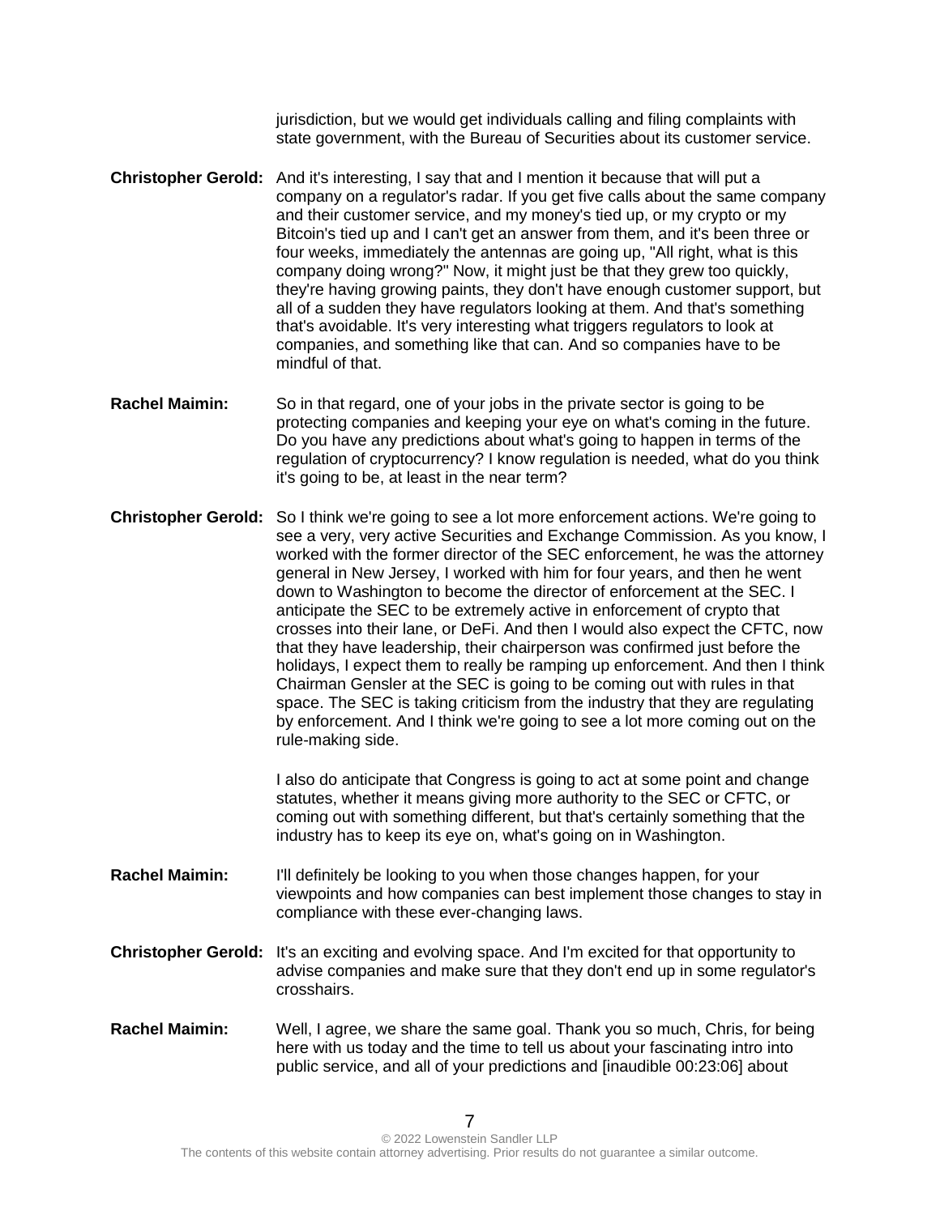jurisdiction, but we would get individuals calling and filing complaints with state government, with the Bureau of Securities about its customer service.

**Christopher Gerold:** And it's interesting, I say that and I mention it because that will put a company on a regulator's radar. If you get five calls about the same company and their customer service, and my money's tied up, or my crypto or my Bitcoin's tied up and I can't get an answer from them, and it's been three or four weeks, immediately the antennas are going up, "All right, what is this company doing wrong?" Now, it might just be that they grew too quickly, they're having growing paints, they don't have enough customer support, but all of a sudden they have regulators looking at them. And that's something that's avoidable. It's very interesting what triggers regulators to look at companies, and something like that can. And so companies have to be mindful of that.

**Rachel Maimin:** So in that regard, one of your jobs in the private sector is going to be protecting companies and keeping your eye on what's coming in the future. Do you have any predictions about what's going to happen in terms of the regulation of cryptocurrency? I know regulation is needed, what do you think it's going to be, at least in the near term?

**Christopher Gerold:** So I think we're going to see a lot more enforcement actions. We're going to see a very, very active Securities and Exchange Commission. As you know, I worked with the former director of the SEC enforcement, he was the attorney general in New Jersey, I worked with him for four years, and then he went down to Washington to become the director of enforcement at the SEC. I anticipate the SEC to be extremely active in enforcement of crypto that crosses into their lane, or DeFi. And then I would also expect the CFTC, now that they have leadership, their chairperson was confirmed just before the holidays, I expect them to really be ramping up enforcement. And then I think Chairman Gensler at the SEC is going to be coming out with rules in that space. The SEC is taking criticism from the industry that they are regulating by enforcement. And I think we're going to see a lot more coming out on the rule-making side.

I also do anticipate that Congress is going to act at some point and change statutes, whether it means giving more authority to the SEC or CFTC, or coming out with something different, but that's certainly something that the industry has to keep its eye on, what's going on in Washington.

**Rachel Maimin:** I'll definitely be looking to you when those changes happen, for your viewpoints and how companies can best implement those changes to stay in compliance with these ever-changing laws.

**Christopher Gerold:** It's an exciting and evolving space. And I'm excited for that opportunity to advise companies and make sure that they don't end up in some regulator's crosshairs.

**Rachel Maimin:** Well, I agree, we share the same goal. Thank you so much, Chris, for being here with us today and the time to tell us about your fascinating intro into public service, and all of your predictions and [inaudible 00:23:06] about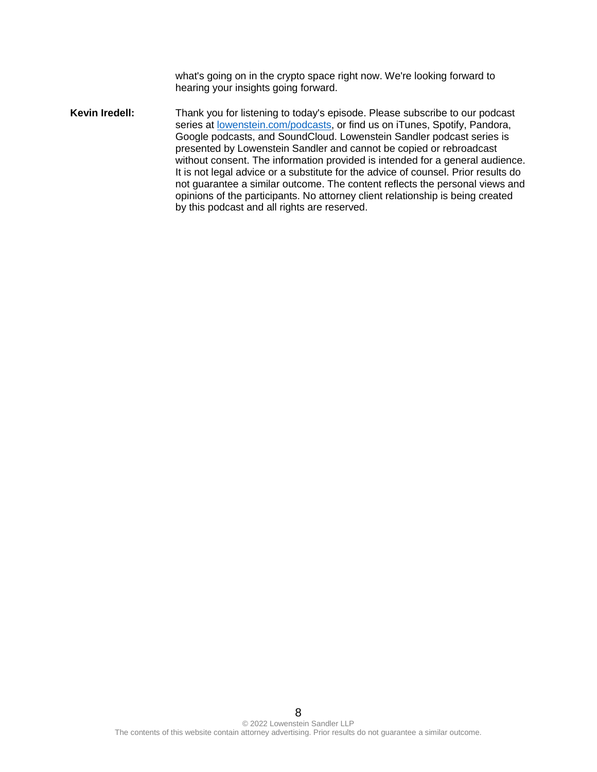what's going on in the crypto space right now. We're looking forward to hearing your insights going forward.

**Kevin Iredell:** Thank you for listening to today's episode. Please subscribe to our podcast series at [lowenstein.com/podcasts](lowenstein.com/podcasts), or find us on iTunes, Spotify, Pandora, Google podcasts, and SoundCloud. Lowenstein Sandler podcast series is presented by Lowenstein Sandler and cannot be copied or rebroadcast without consent. The information provided is intended for a general audience. It is not legal advice or a substitute for the advice of counsel. Prior results do not guarantee a similar outcome. The content reflects the personal views and opinions of the participants. No attorney client relationship is being created by this podcast and all rights are reserved.